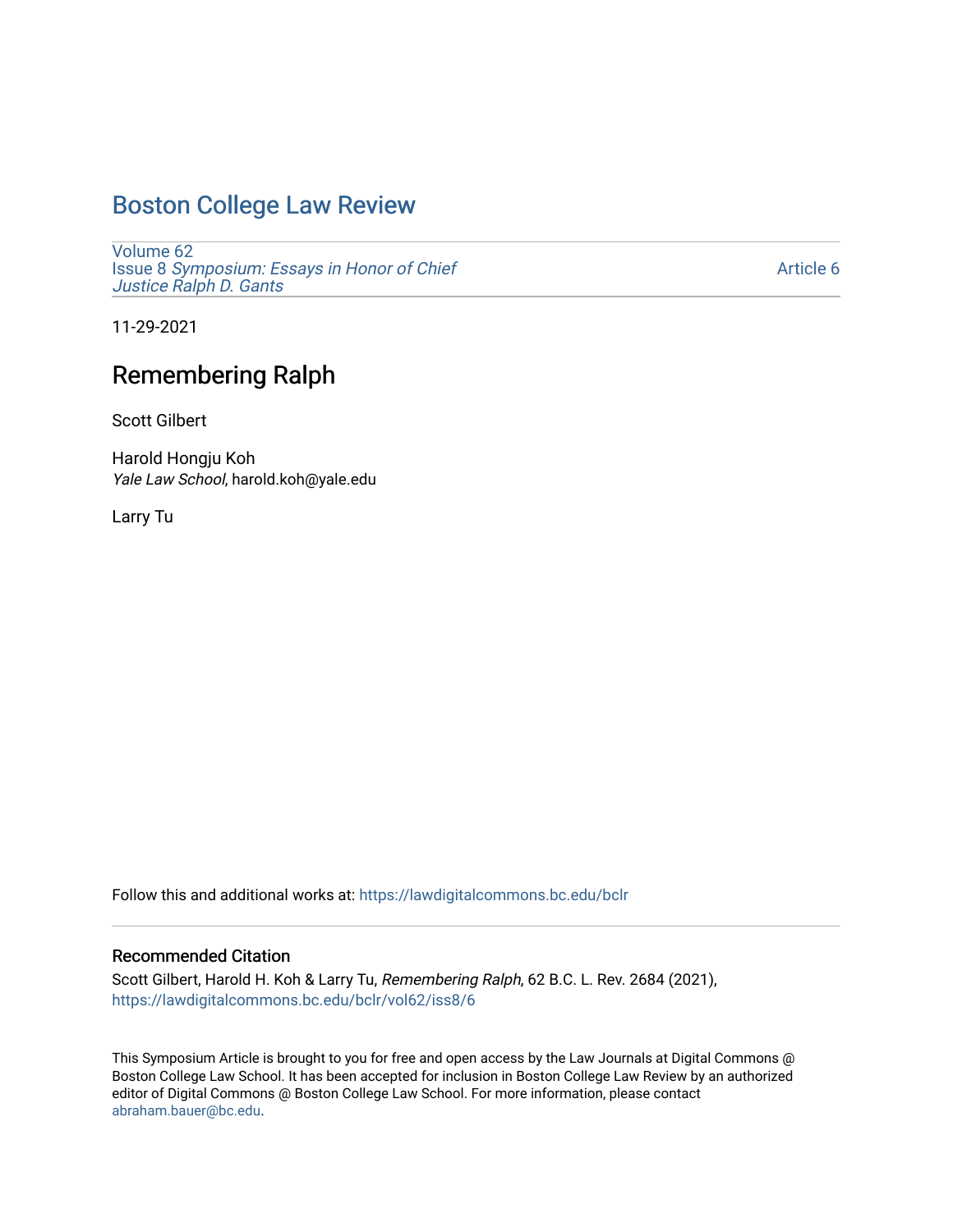# Boston College Law Review

Volume 62
Issue 8 *Symposium: Essays in Honor of Chief Justice Ralph D. Gants*

Article 6

11-29-2021

## Remembering Ralph

Scott Gilbert

Harold Hongju Koh
*Yale Law School*, harold.koh@yale.edu

Larry Tu

Follow this and additional works at: https://lawdigitalcommons.bc.edu/bclr

### Recommended Citation

Scott Gilbert, Harold H. Koh & Larry Tu, *Remembering Ralph*, 62 B.C. L. Rev. 2684 (2021), https://lawdigitalcommons.bc.edu/bclr/vol62/iss8/6

This Symposium Article is brought to you for free and open access by the Law Journals at Digital Commons @ Boston College Law School. It has been accepted for inclusion in Boston College Law Review by an authorized editor of Digital Commons @ Boston College Law School. For more information, please contact abraham.bauer@bc.edu.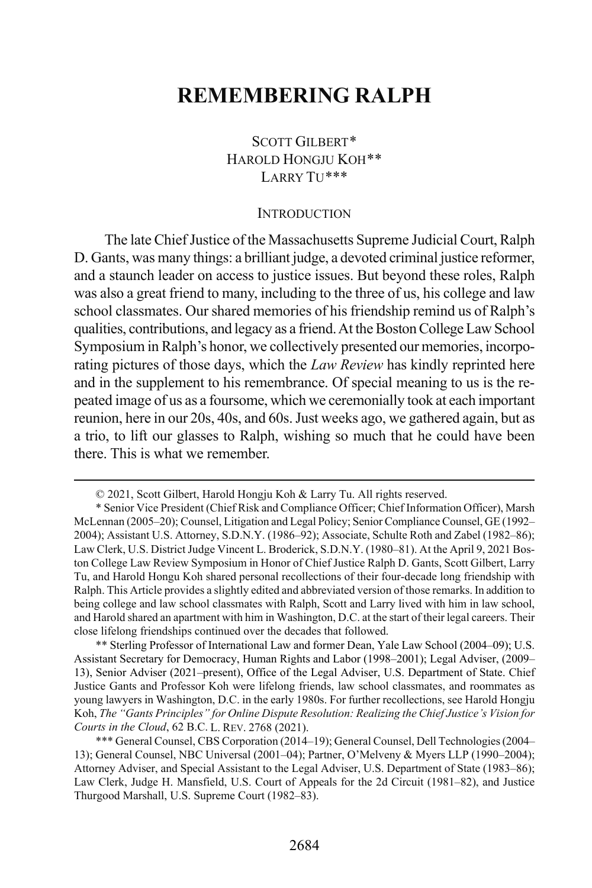# REMEMBERING RALPH

SCOTT GILBERT*
HAROLD HONGJU KOH**
LARRY TU***

## INTRODUCTION

The late Chief Justice of the Massachusetts Supreme Judicial Court, Ralph D. Gants, was many things: a brilliant judge, a devoted criminal justice reformer, and a staunch leader on access to justice issues. But beyond these roles, Ralph was also a great friend to many, including to the three of us, his college and law school classmates. Our shared memories of his friendship remind us of Ralph's qualities, contributions, and legacy as a friend. At the Boston College Law School Symposium in Ralph's honor, we collectively presented our memories, incorporating pictures of those days, which the *Law Review* has kindly reprinted here and in the supplement to his remembrance. Of special meaning to us is the repeated image of us as a foursome, which we ceremonially took at each important reunion, here in our 20s, 40s, and 60s. Just weeks ago, we gathered again, but as a trio, to lift our glasses to Ralph, wishing so much that he could have been there. This is what we remember.

---

© 2021, Scott Gilbert, Harold Hongju Koh & Larry Tu. All rights reserved.

* Senior Vice President (Chief Risk and Compliance Officer; Chief Information Officer), Marsh McLennan (2005–20); Counsel, Litigation and Legal Policy; Senior Compliance Counsel, GE (1992–2004); Assistant U.S. Attorney, S.D.N.Y. (1986–92); Associate, Schulte Roth and Zabel (1982–86); Law Clerk, U.S. District Judge Vincent L. Broderick, S.D.N.Y. (1980–81). At the April 9, 2021 Boston College Law Review Symposium in Honor of Chief Justice Ralph D. Gants, Scott Gilbert, Larry Tu, and Harold Hongu Koh shared personal recollections of their four-decade long friendship with Ralph. This Article provides a slightly edited and abbreviated version of those remarks. In addition to being college and law school classmates with Ralph, Scott and Larry lived with him in law school, and Harold shared an apartment with him in Washington, D.C. at the start of their legal careers. Their close lifelong friendships continued over the decades that followed.

** Sterling Professor of International Law and former Dean, Yale Law School (2004–09); U.S. Assistant Secretary for Democracy, Human Rights and Labor (1998–2001); Legal Adviser, (2009–13), Senior Adviser (2021–present), Office of the Legal Adviser, U.S. Department of State. Chief Justice Gants and Professor Koh were lifelong friends, law school classmates, and roommates as young lawyers in Washington, D.C. in the early 1980s. For further recollections, see Harold Hongju Koh, *The "Gants Principles" for Online Dispute Resolution: Realizing the Chief Justice's Vision for Courts in the Cloud*, 62 B.C. L. REV. 2768 (2021).

*** General Counsel, CBS Corporation (2014–19); General Counsel, Dell Technologies (2004–13); General Counsel, NBC Universal (2001–04); Partner, O'Melveny & Myers LLP (1990–2004); Attorney Adviser, and Special Assistant to the Legal Adviser, U.S. Department of State (1983–86); Law Clerk, Judge H. Mansfield, U.S. Court of Appeals for the 2d Circuit (1981–82), and Justice Thurgood Marshall, U.S. Supreme Court (1982–83).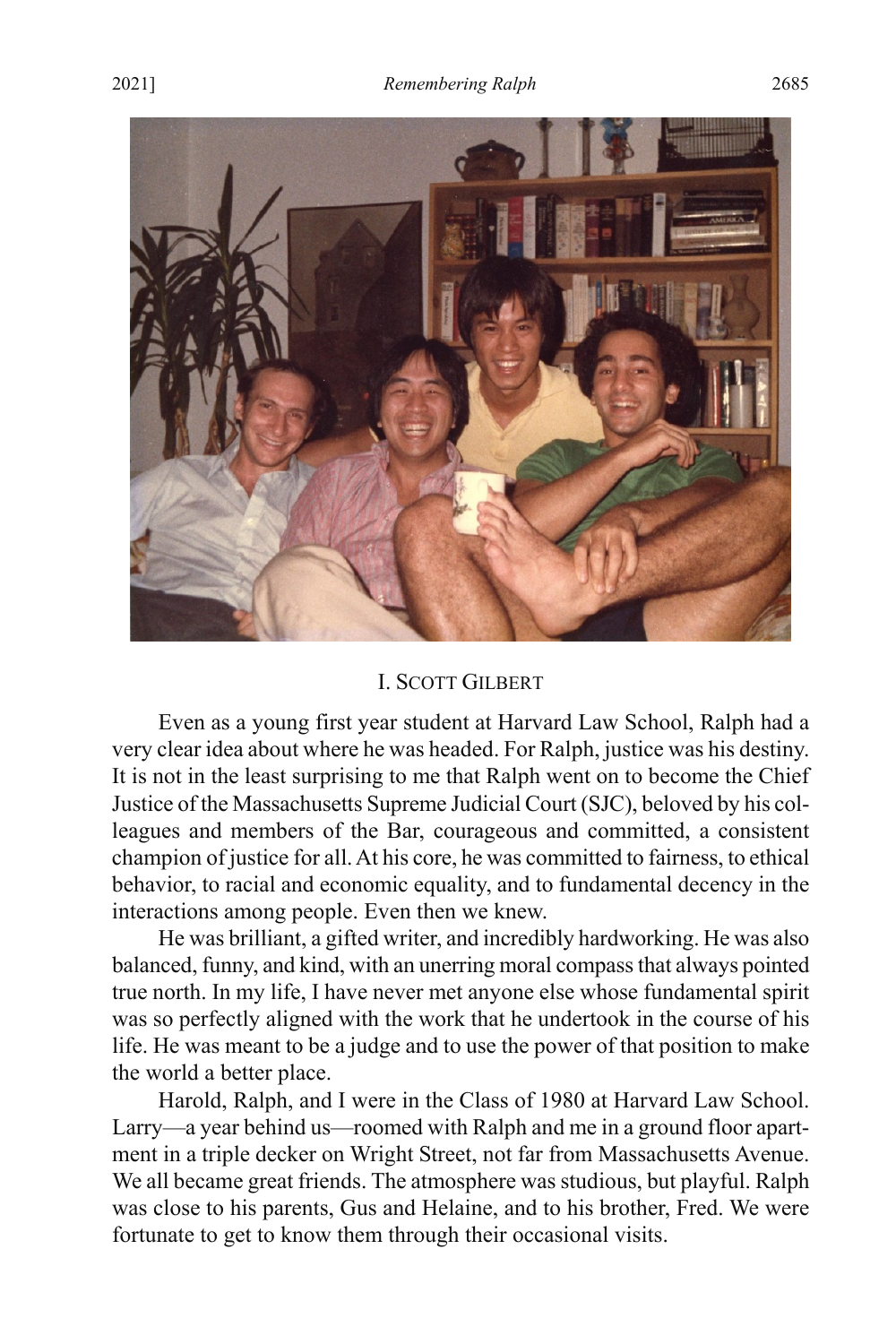## I. SCOTT GILBERT

Even as a young first year student at Harvard Law School, Ralph had a very clear idea about where he was headed. For Ralph, justice was his destiny. It is not in the least surprising to me that Ralph went on to become the Chief Justice of the Massachusetts Supreme Judicial Court (SJC), beloved by his colleagues and members of the Bar, courageous and committed, a consistent champion of justice for all. At his core, he was committed to fairness, to ethical behavior, to racial and economic equality, and to fundamental decency in the interactions among people. Even then we knew.

He was brilliant, a gifted writer, and incredibly hardworking. He was also balanced, funny, and kind, with an unerring moral compass that always pointed true north. In my life, I have never met anyone else whose fundamental spirit was so perfectly aligned with the work that he undertook in the course of his life. He was meant to be a judge and to use the power of that position to make the world a better place.

Harold, Ralph, and I were in the Class of 1980 at Harvard Law School. Larry—a year behind us—roomed with Ralph and me in a ground floor apartment in a triple decker on Wright Street, not far from Massachusetts Avenue. We all became great friends. The atmosphere was studious, but playful. Ralph was close to his parents, Gus and Helaine, and to his brother, Fred. We were fortunate to get to know them through their occasional visits.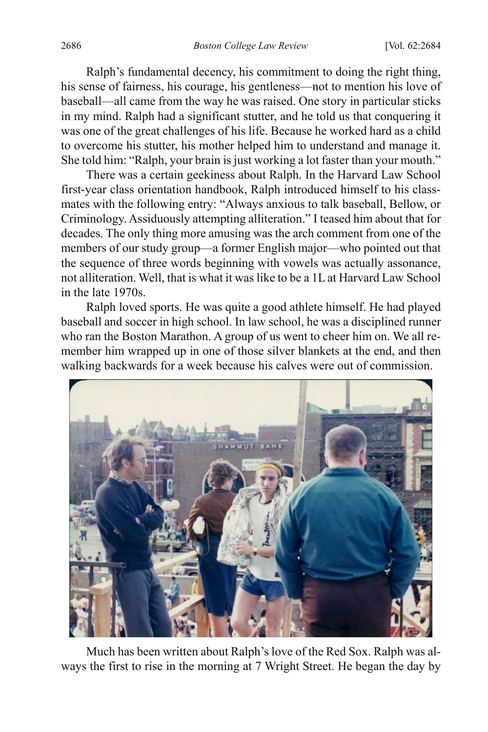Ralph's fundamental decency, his commitment to doing the right thing, his sense of fairness, his courage, his gentleness—not to mention his love of baseball—all came from the way he was raised. One story in particular sticks in my mind. Ralph had a significant stutter, and he told us that conquering it was one of the great challenges of his life. Because he worked hard as a child to overcome his stutter, his mother helped him to understand and manage it. She told him: "Ralph, your brain is just working a lot faster than your mouth."

There was a certain geekiness about Ralph. In the Harvard Law School first-year class orientation handbook, Ralph introduced himself to his classmates with the following entry: "Always anxious to talk baseball, Bellow, or Criminology. Assiduously attempting alliteration." I teased him about that for decades. The only thing more amusing was the arch comment from one of the members of our study group—a former English major—who pointed out that the sequence of three words beginning with vowels was actually assonance, not alliteration. Well, that is what it was like to be a 1L at Harvard Law School in the late 1970s.

Ralph loved sports. He was quite a good athlete himself. He had played baseball and soccer in high school. In law school, he was a disciplined runner who ran the Boston Marathon. A group of us went to cheer him on. We all remember him wrapped up in one of those silver blankets at the end, and then walking backwards for a week because his calves were out of commission.

Much has been written about Ralph's love of the Red Sox. Ralph was always the first to rise in the morning at 7 Wright Street. He began the day by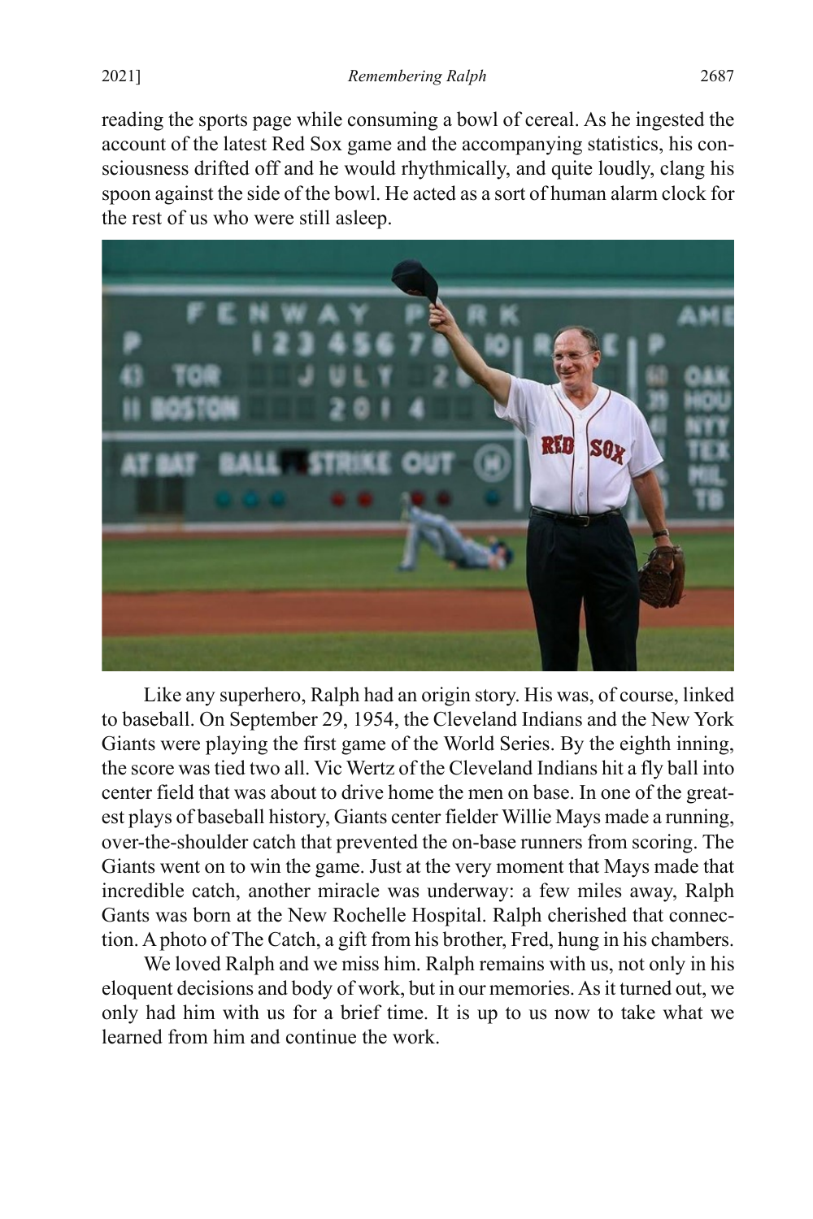reading the sports page while consuming a bowl of cereal. As he ingested the account of the latest Red Sox game and the accompanying statistics, his consciousness drifted off and he would rhythmically, and quite loudly, clang his spoon against the side of the bowl. He acted as a sort of human alarm clock for the rest of us who were still asleep.

Like any superhero, Ralph had an origin story. His was, of course, linked to baseball. On September 29, 1954, the Cleveland Indians and the New York Giants were playing the first game of the World Series. By the eighth inning, the score was tied two all. Vic Wertz of the Cleveland Indians hit a fly ball into center field that was about to drive home the men on base. In one of the greatest plays of baseball history, Giants center fielder Willie Mays made a running, over-the-shoulder catch that prevented the on-base runners from scoring. The Giants went on to win the game. Just at the very moment that Mays made that incredible catch, another miracle was underway: a few miles away, Ralph Gants was born at the New Rochelle Hospital. Ralph cherished that connection. A photo of The Catch, a gift from his brother, Fred, hung in his chambers.

We loved Ralph and we miss him. Ralph remains with us, not only in his eloquent decisions and body of work, but in our memories. As it turned out, we only had him with us for a brief time. It is up to us now to take what we learned from him and continue the work.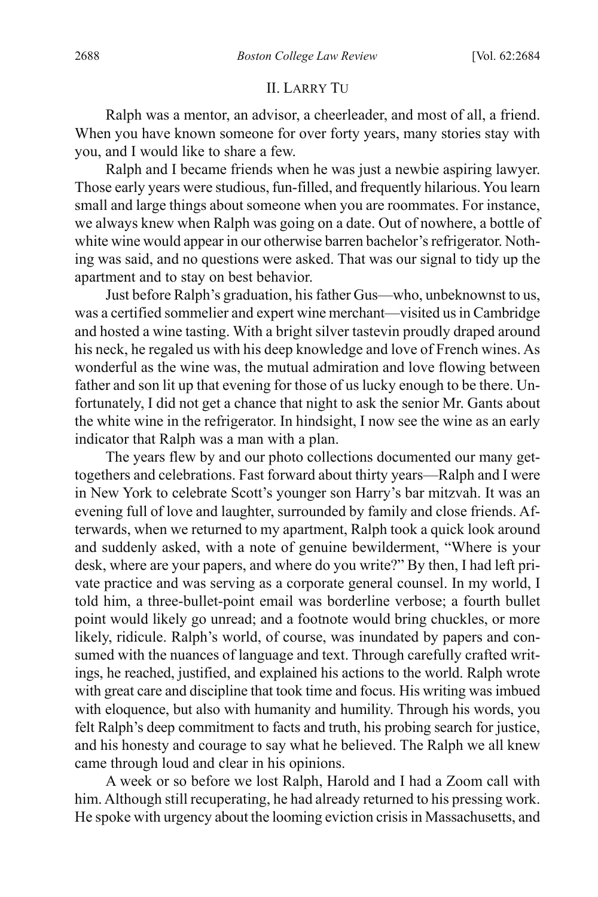## II. Larry Tu

Ralph was a mentor, an advisor, a cheerleader, and most of all, a friend. When you have known someone for over forty years, many stories stay with you, and I would like to share a few.

Ralph and I became friends when he was just a newbie aspiring lawyer. Those early years were studious, fun-filled, and frequently hilarious. You learn small and large things about someone when you are roommates. For instance, we always knew when Ralph was going on a date. Out of nowhere, a bottle of white wine would appear in our otherwise barren bachelor's refrigerator. Nothing was said, and no questions were asked. That was our signal to tidy up the apartment and to stay on best behavior.

Just before Ralph's graduation, his father Gus—who, unbeknownst to us, was a certified sommelier and expert wine merchant—visited us in Cambridge and hosted a wine tasting. With a bright silver tastevin proudly draped around his neck, he regaled us with his deep knowledge and love of French wines. As wonderful as the wine was, the mutual admiration and love flowing between father and son lit up that evening for those of us lucky enough to be there. Unfortunately, I did not get a chance that night to ask the senior Mr. Gants about the white wine in the refrigerator. In hindsight, I now see the wine as an early indicator that Ralph was a man with a plan.

The years flew by and our photo collections documented our many get-togethers and celebrations. Fast forward about thirty years—Ralph and I were in New York to celebrate Scott's younger son Harry's bar mitzvah. It was an evening full of love and laughter, surrounded by family and close friends. Afterwards, when we returned to my apartment, Ralph took a quick look around and suddenly asked, with a note of genuine bewilderment, "Where is your desk, where are your papers, and where do you write?" By then, I had left private practice and was serving as a corporate general counsel. In my world, I told him, a three-bullet-point email was borderline verbose; a fourth bullet point would likely go unread; and a footnote would bring chuckles, or more likely, ridicule. Ralph's world, of course, was inundated by papers and consumed with the nuances of language and text. Through carefully crafted writings, he reached, justified, and explained his actions to the world. Ralph wrote with great care and discipline that took time and focus. His writing was imbued with eloquence, but also with humanity and humility. Through his words, you felt Ralph's deep commitment to facts and truth, his probing search for justice, and his honesty and courage to say what he believed. The Ralph we all knew came through loud and clear in his opinions.

A week or so before we lost Ralph, Harold and I had a Zoom call with him. Although still recuperating, he had already returned to his pressing work. He spoke with urgency about the looming eviction crisis in Massachusetts, and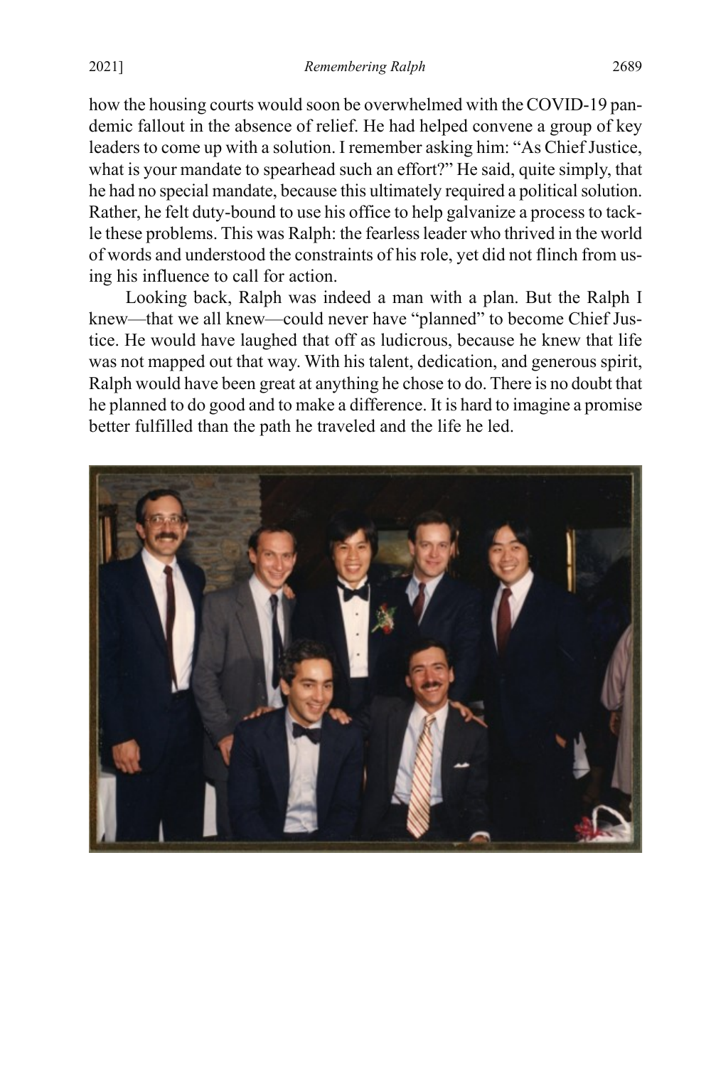how the housing courts would soon be overwhelmed with the COVID-19 pandemic fallout in the absence of relief. He had helped convene a group of key leaders to come up with a solution. I remember asking him: "As Chief Justice, what is your mandate to spearhead such an effort?" He said, quite simply, that he had no special mandate, because this ultimately required a political solution. Rather, he felt duty-bound to use his office to help galvanize a process to tackle these problems. This was Ralph: the fearless leader who thrived in the world of words and understood the constraints of his role, yet did not flinch from using his influence to call for action.

Looking back, Ralph was indeed a man with a plan. But the Ralph I knew—that we all knew—could never have "planned" to become Chief Justice. He would have laughed that off as ludicrous, because he knew that life was not mapped out that way. With his talent, dedication, and generous spirit, Ralph would have been great at anything he chose to do. There is no doubt that he planned to do good and to make a difference. It is hard to imagine a promise better fulfilled than the path he traveled and the life he led.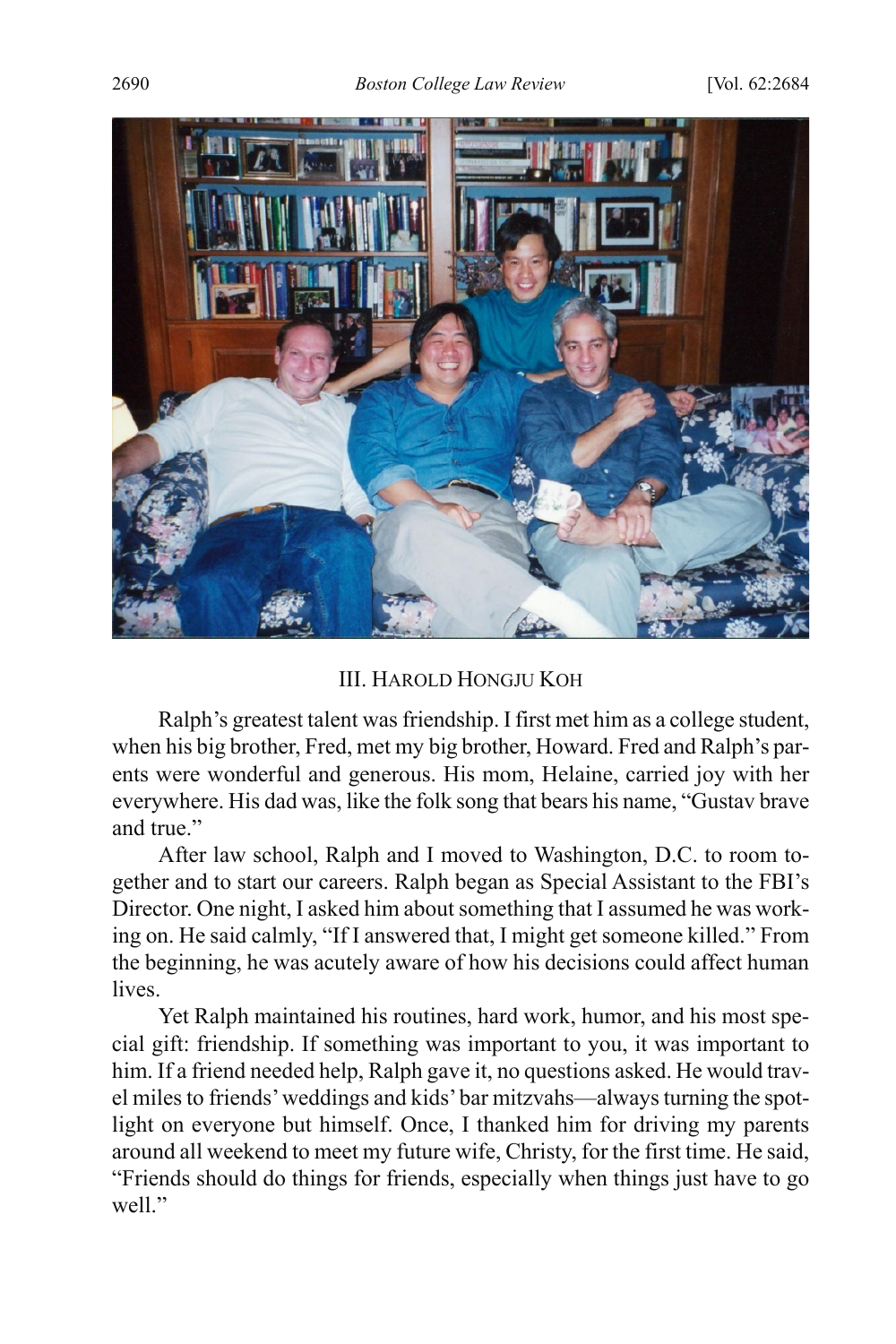## III. HAROLD HONGJU KOH

Ralph's greatest talent was friendship. I first met him as a college student, when his big brother, Fred, met my big brother, Howard. Fred and Ralph's parents were wonderful and generous. His mom, Helaine, carried joy with her everywhere. His dad was, like the folk song that bears his name, "Gustav brave and true."

After law school, Ralph and I moved to Washington, D.C. to room together and to start our careers. Ralph began as Special Assistant to the FBI's Director. One night, I asked him about something that I assumed he was working on. He said calmly, "If I answered that, I might get someone killed." From the beginning, he was acutely aware of how his decisions could affect human lives.

Yet Ralph maintained his routines, hard work, humor, and his most special gift: friendship. If something was important to you, it was important to him. If a friend needed help, Ralph gave it, no questions asked. He would travel miles to friends' weddings and kids' bar mitzvahs—always turning the spotlight on everyone but himself. Once, I thanked him for driving my parents around all weekend to meet my future wife, Christy, for the first time. He said, "Friends should do things for friends, especially when things just have to go well."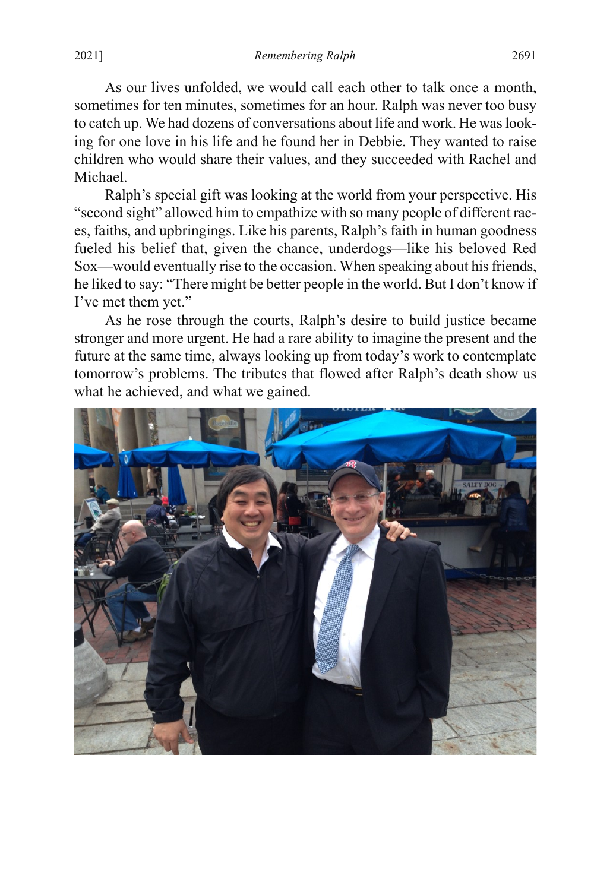As our lives unfolded, we would call each other to talk once a month, sometimes for ten minutes, sometimes for an hour. Ralph was never too busy to catch up. We had dozens of conversations about life and work. He was looking for one love in his life and he found her in Debbie. They wanted to raise children who would share their values, and they succeeded with Rachel and Michael.

Ralph's special gift was looking at the world from your perspective. His "second sight" allowed him to empathize with so many people of different races, faiths, and upbringings. Like his parents, Ralph's faith in human goodness fueled his belief that, given the chance, underdogs—like his beloved Red Sox—would eventually rise to the occasion. When speaking about his friends, he liked to say: "There might be better people in the world. But I don't know if I've met them yet."

As he rose through the courts, Ralph's desire to build justice became stronger and more urgent. He had a rare ability to imagine the present and the future at the same time, always looking up from today's work to contemplate tomorrow's problems. The tributes that flowed after Ralph's death show us what he achieved, and what we gained.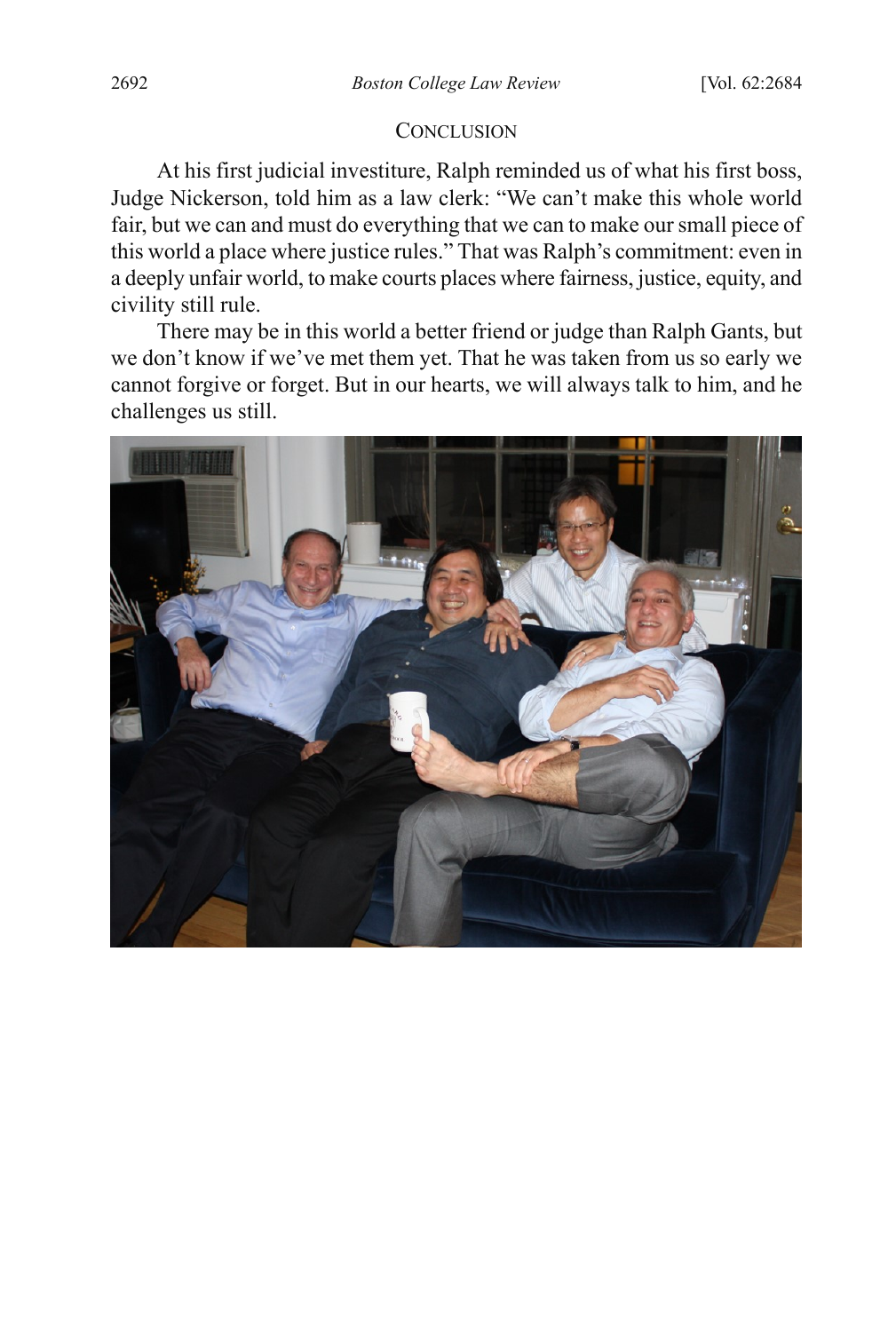## CONCLUSION

At his first judicial investiture, Ralph reminded us of what his first boss, Judge Nickerson, told him as a law clerk: "We can't make this whole world fair, but we can and must do everything that we can to make our small piece of this world a place where justice rules." That was Ralph's commitment: even in a deeply unfair world, to make courts places where fairness, justice, equity, and civility still rule.

There may be in this world a better friend or judge than Ralph Gants, but we don't know if we've met them yet. That he was taken from us so early we cannot forgive or forget. But in our hearts, we will always talk to him, and he challenges us still.